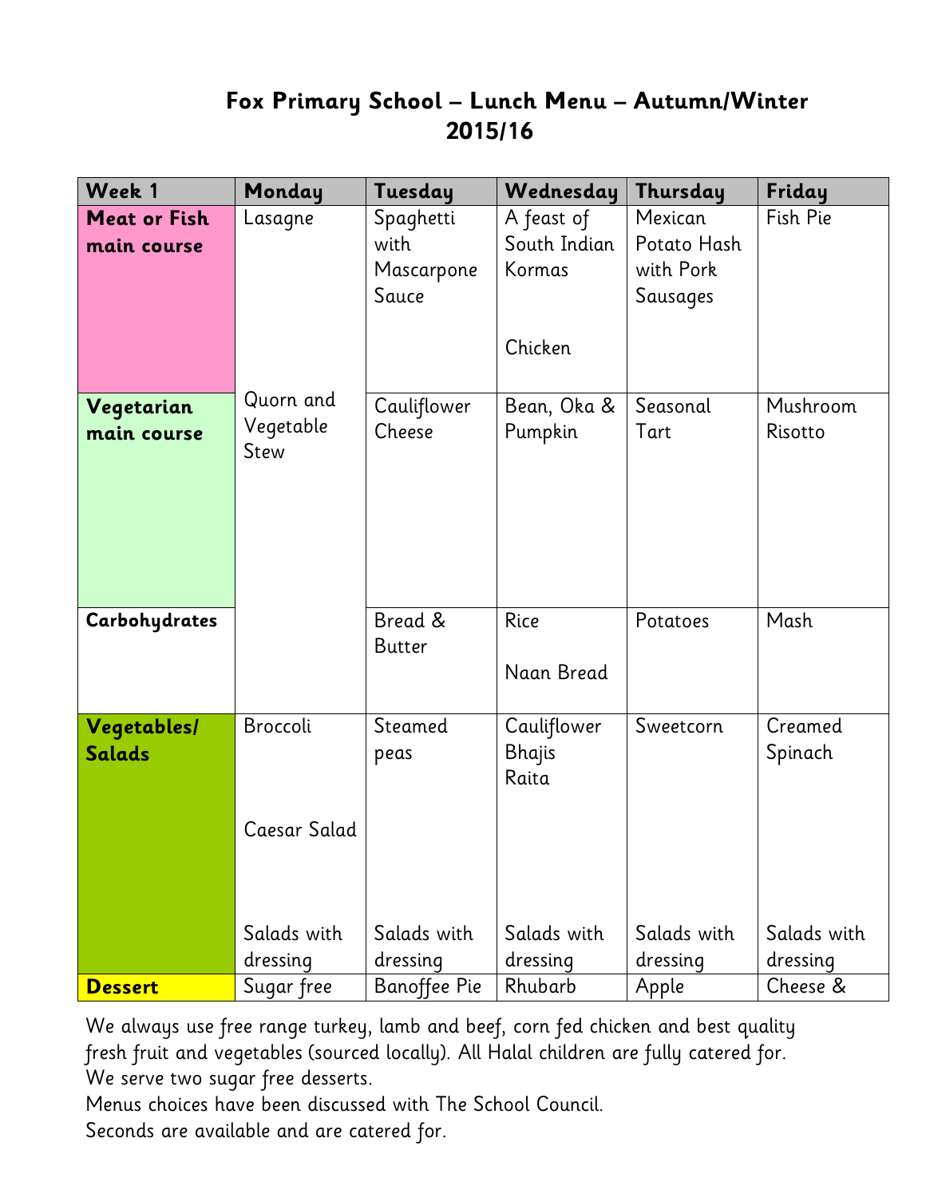# Fox Primary School – Lunch Menu – Autumn/Winter 2015/16

| Week 1 | Monday | Tuesday | Wednesday | Thursday | Friday |
|---|---|---|---|---|---|
| **Meat or Fish main course** | Lasagne | Spaghetti with Mascarpone Sauce | A feast of South Indian Kormas<br><br>Chicken | Mexican Potato Hash with Pork Sausages | Fish Pie |
| **Vegetarian main course** | Quorn and Vegetable Stew | Cauliflower Cheese | Bean, Oka & Pumpkin | Seasonal Tart | Mushroom Risotto |
| **Carbohydrates** | | Bread & Butter | Rice<br><br>Naan Bread | Potatoes | Mash |
| **Vegetables/ Salads** | Broccoli<br><br>Caesar Salad<br><br>Salads with dressing | Steamed peas<br><br>Salads with dressing | Cauliflower Bhajis Raita<br><br>Salads with dressing | Sweetcorn<br><br>Salads with dressing | Creamed Spinach<br><br>Salads with dressing |
| **Dessert** | Sugar free | Banoffee Pie | Rhubarb | Apple | Cheese & |

We always use free range turkey, lamb and beef, corn fed chicken and best quality fresh fruit and vegetables (sourced locally). All Halal children are fully catered for.
We serve two sugar free desserts.
Menus choices have been discussed with The School Council.
Seconds are available and are catered for.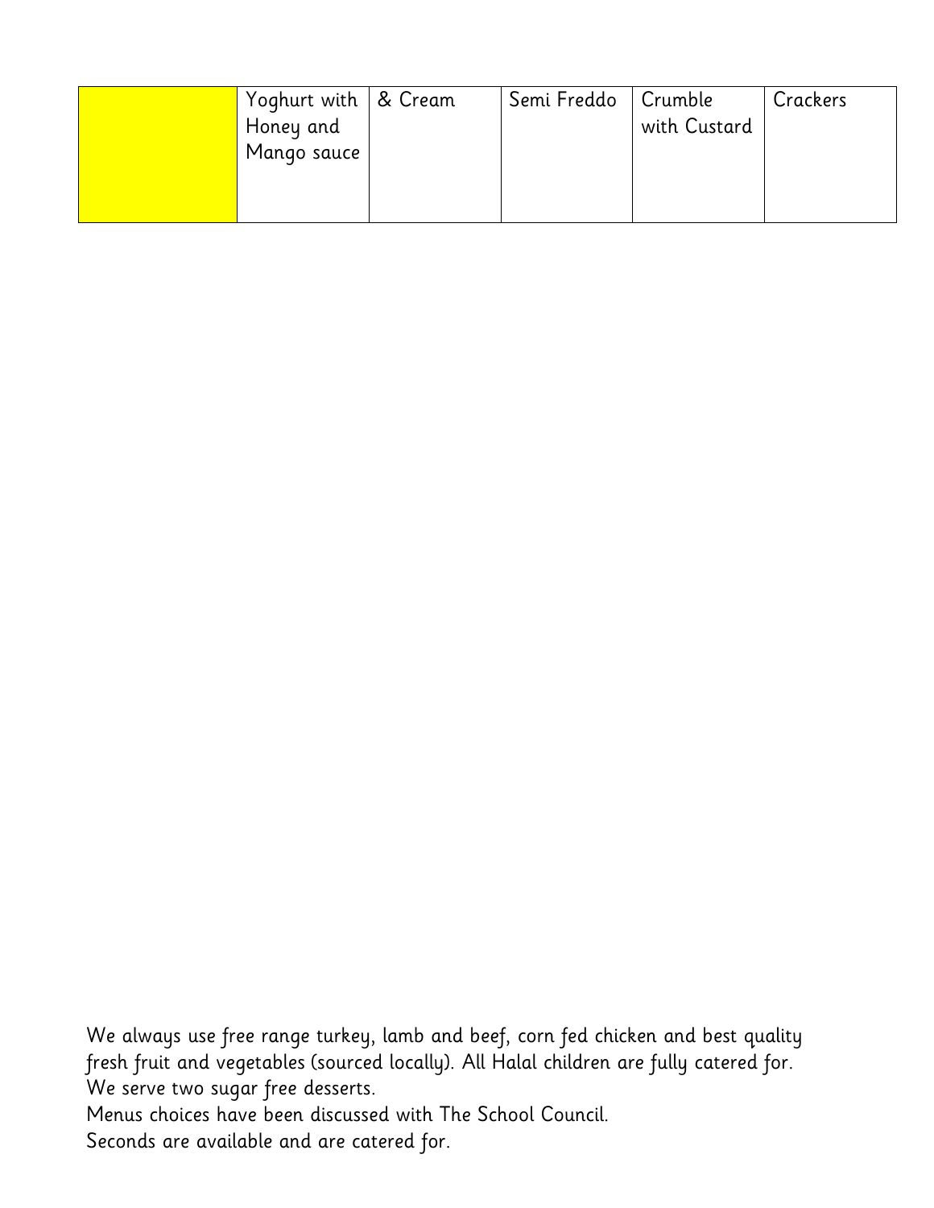| | | | | | |
|---|---|---|---|---|---|
| | Yoghurt with Honey and Mango sauce | & Cream | Semi Freddo | Crumble with Custard | Crackers |

We always use free range turkey, lamb and beef, corn fed chicken and best quality fresh fruit and vegetables (sourced locally). All Halal children are fully catered for.
We serve two sugar free desserts.
Menus choices have been discussed with The School Council.
Seconds are available and are catered for.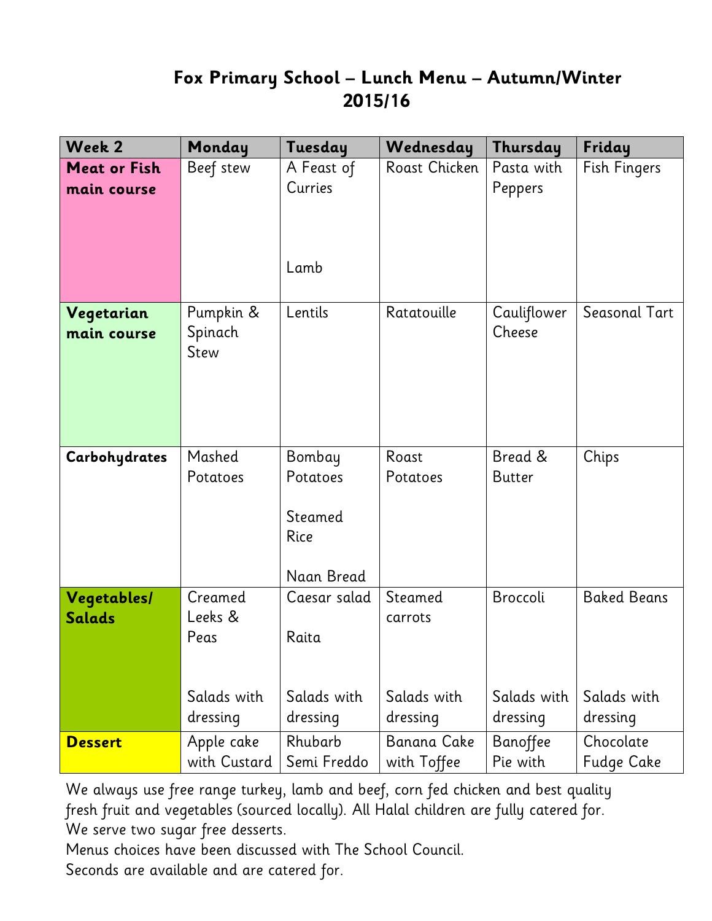# Fox Primary School – Lunch Menu – Autumn/Winter 2015/16

| Week 2 | Monday | Tuesday | Wednesday | Thursday | Friday |
|---|---|---|---|---|---|
| **Meat or Fish main course** | Beef stew | A Feast of Curries<br><br>Lamb | Roast Chicken | Pasta with Peppers | Fish Fingers |
| **Vegetarian main course** | Pumpkin & Spinach Stew | Lentils | Ratatouille | Cauliflower Cheese | Seasonal Tart |
| **Carbohydrates** | Mashed Potatoes | Bombay Potatoes<br><br>Steamed Rice<br><br>Naan Bread | Roast Potatoes | Bread & Butter | Chips |
| **Vegetables/ Salads** | Creamed Leeks & Peas<br><br>Salads with dressing | Caesar salad<br><br>Raita<br><br>Salads with dressing | Steamed carrots<br><br>Salads with dressing | Broccoli<br><br>Salads with dressing | Baked Beans<br><br>Salads with dressing |
| **Dessert** | Apple cake with Custard | Rhubarb Semi Freddo | Banana Cake with Toffee | Banoffee Pie with | Chocolate Fudge Cake |

We always use free range turkey, lamb and beef, corn fed chicken and best quality fresh fruit and vegetables (sourced locally). All Halal children are fully catered for.
We serve two sugar free desserts.
Menus choices have been discussed with The School Council.
Seconds are available and are catered for.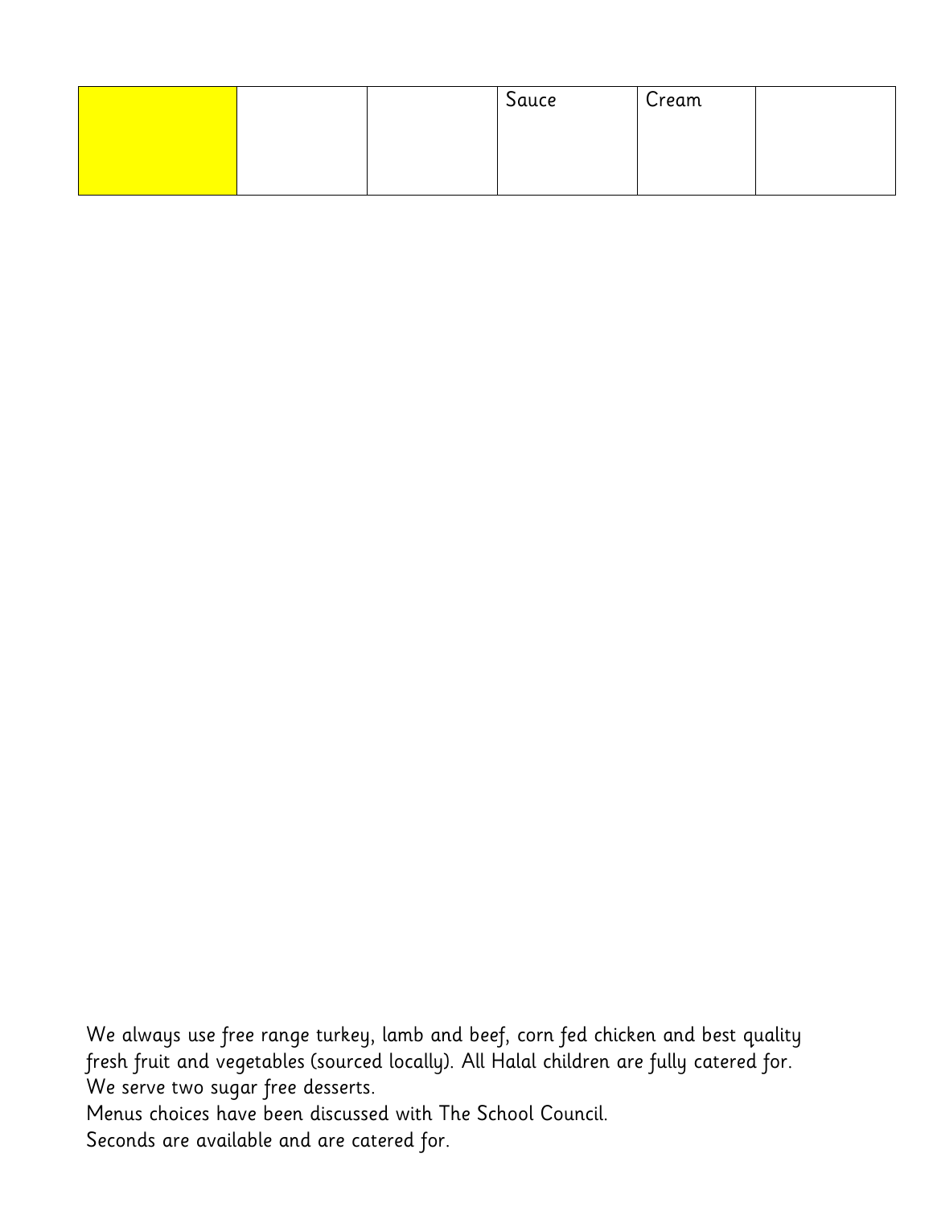| | | | | | |
|---|---|---|---|---|---|
| | | | Sauce | Cream | |

We always use free range turkey, lamb and beef, corn fed chicken and best quality fresh fruit and vegetables (sourced locally). All Halal children are fully catered for.
We serve two sugar free desserts.
Menus choices have been discussed with The School Council.
Seconds are available and are catered for.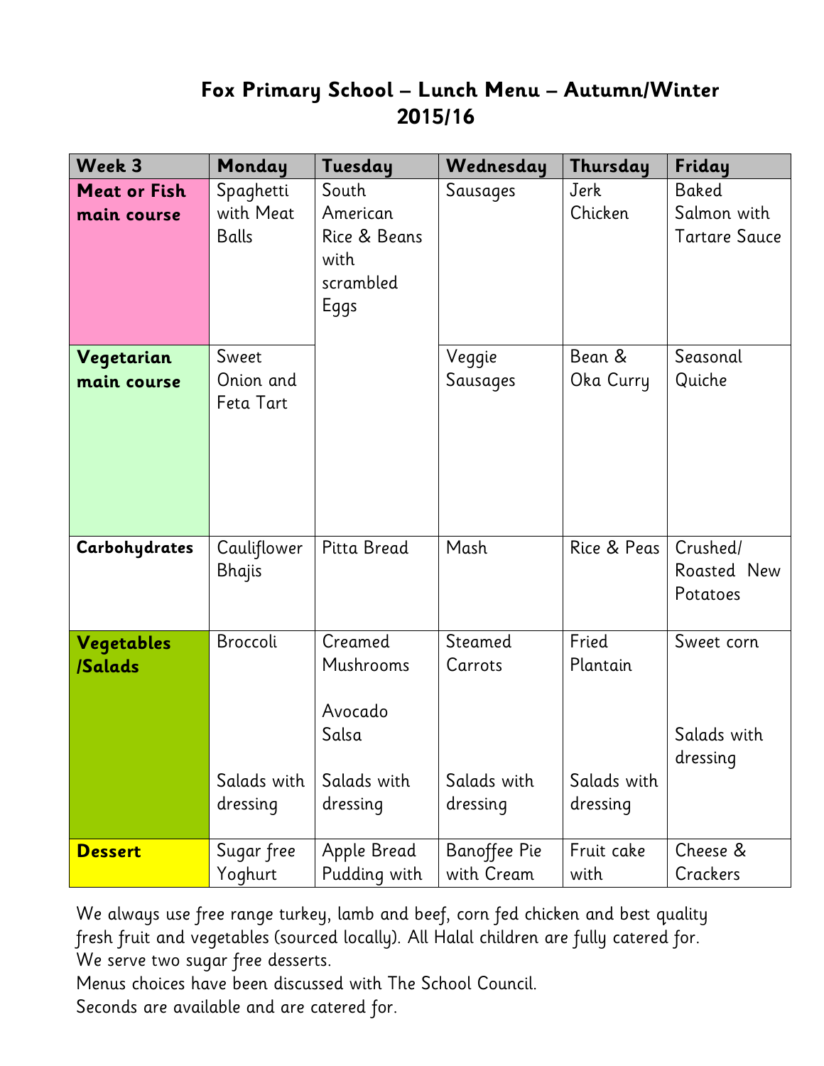# Fox Primary School – Lunch Menu – Autumn/Winter 2015/16

| Week 3 | Monday | Tuesday | Wednesday | Thursday | Friday |
|---|---|---|---|---|---|
| **Meat or Fish main course** | Spaghetti with Meat Balls | South American Rice & Beans with scrambled Eggs | Sausages | Jerk Chicken | Baked Salmon with Tartare Sauce |
| **Vegetarian main course** | Sweet Onion and Feta Tart | | Veggie Sausages | Bean & Oka Curry | Seasonal Quiche |
| **Carbohydrates** | Cauliflower Bhajis | Pitta Bread | Mash | Rice & Peas | Crushed/ Roasted New Potatoes |
| **Vegetables /Salads** | Broccoli<br><br>Salads with dressing | Creamed Mushrooms<br><br>Avocado Salsa<br><br>Salads with dressing | Steamed Carrots<br><br>Salads with dressing | Fried Plantain<br><br>Salads with dressing | Sweet corn<br><br>Salads with dressing |
| **Dessert** | Sugar free Yoghurt | Apple Bread Pudding with | Banoffee Pie with Cream | Fruit cake with | Cheese & Crackers |

We always use free range turkey, lamb and beef, corn fed chicken and best quality fresh fruit and vegetables (sourced locally). All Halal children are fully catered for.
We serve two sugar free desserts.
Menus choices have been discussed with The School Council.
Seconds are available and are catered for.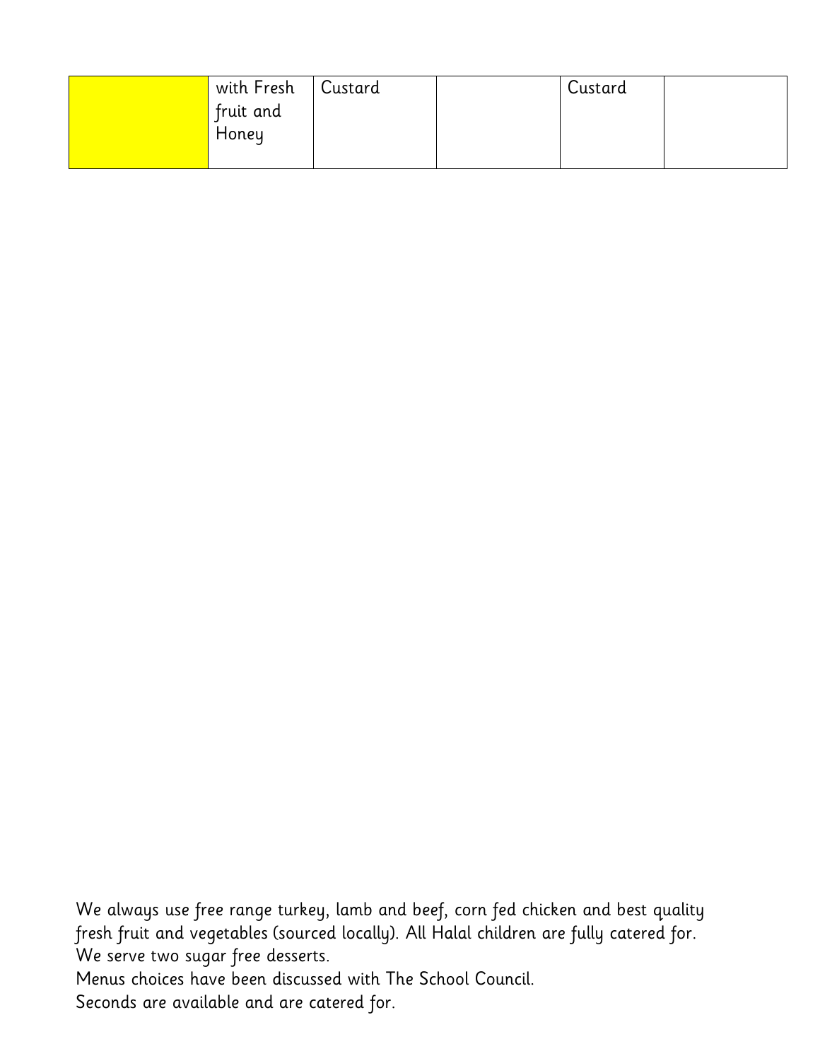| | | | | | |
|---|---|---|---|---|---|
| | with Fresh fruit and Honey | Custard | | Custard | |

We always use free range turkey, lamb and beef, corn fed chicken and best quality fresh fruit and vegetables (sourced locally). All Halal children are fully catered for.
We serve two sugar free desserts.
Menus choices have been discussed with The School Council.
Seconds are available and are catered for.